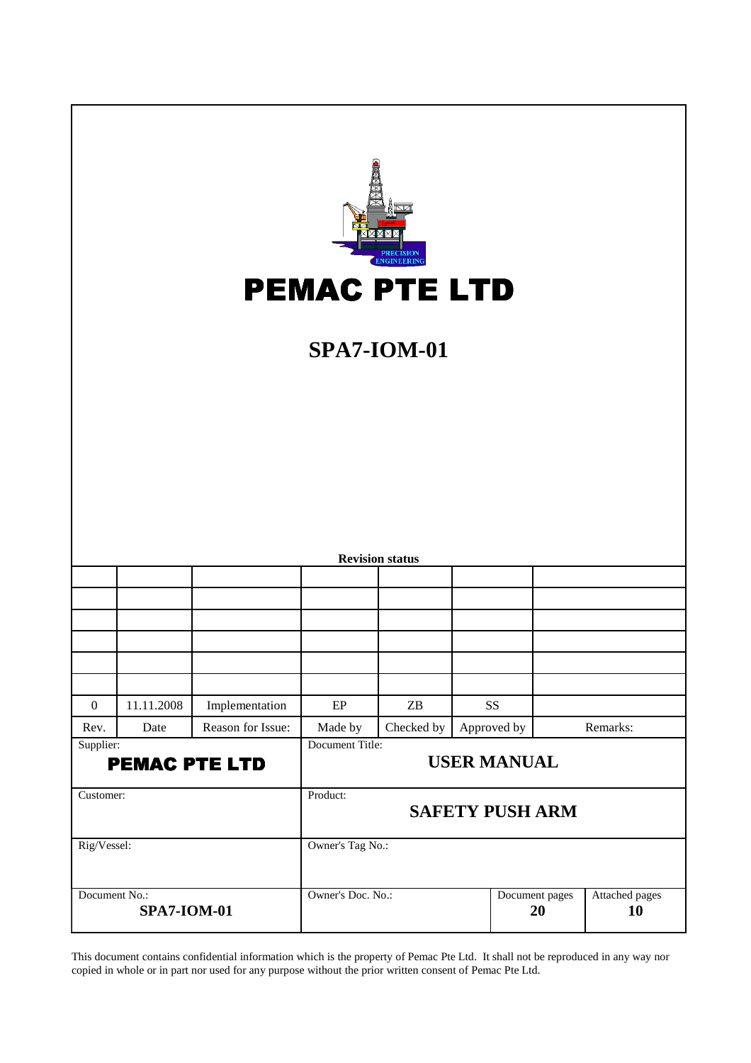# PEMAC PTE LTD

## SPA7-IOM-01

**Revision status**

| | | | | | | |
|---|---|---|---|---|---|---|
| | | | | | | |
| | | | | | | |
| | | | | | | |
| | | | | | | |
| | | | | | | |
| | | | | | | |
| 0 | 11.11.2008 | Implementation | EP | ZB | SS | |
| Rev. | Date | Reason for Issue: | Made by | Checked by | Approved by | Remarks: |

| | | | |
|---|---|---|---|
| Supplier: **PEMAC PTE LTD** | Document Title: **USER MANUAL** | | |
| Customer: | Product: **SAFETY PUSH ARM** | | |
| Rig/Vessel: | Owner's Tag No.: | | |
| Document No.: **SPA7-IOM-01** | Owner's Doc. No.: | Document pages **20** | Attached pages **10** |

This document contains confidential information which is the property of Pemac Pte Ltd. It shall not be reproduced in any way nor copied in whole or in part nor used for any purpose without the prior written consent of Pemac Pte Ltd.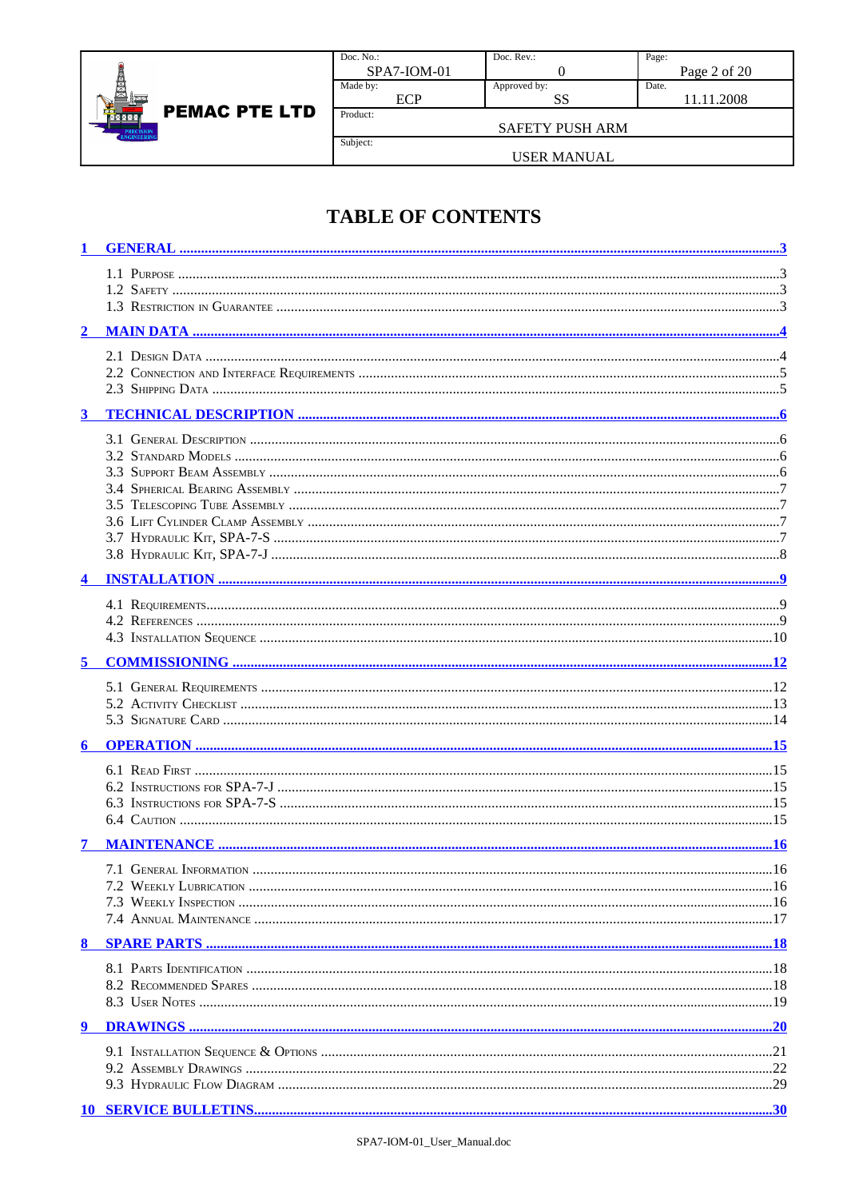# TABLE OF CONTENTS

**1 GENERAL** ..... 3

- 1.1 Purpose ..... 3
- 1.2 Safety ..... 3
- 1.3 Restriction in Guarantee ..... 3

**2 MAIN DATA** ..... 4

- 2.1 Design Data ..... 4
- 2.2 Connection and Interface Requirements ..... 5
- 2.3 Shipping Data ..... 5

**3 TECHNICAL DESCRIPTION** ..... 6

- 3.1 General Description ..... 6
- 3.2 Standard Models ..... 6
- 3.3 Support Beam Assembly ..... 6
- 3.4 Spherical Bearing Assembly ..... 7
- 3.5 Telescoping Tube Assembly ..... 7
- 3.6 Lift Cylinder Clamp Assembly ..... 7
- 3.7 Hydraulic Kit, SPA-7-S ..... 7
- 3.8 Hydraulic Kit, SPA-7-J ..... 8

**4 INSTALLATION** ..... 9

- 4.1 Requirements ..... 9
- 4.2 References ..... 9
- 4.3 Installation Sequence ..... 10

**5 COMMISSIONING** ..... 12

- 5.1 General Requirements ..... 12
- 5.2 Activity Checklist ..... 13
- 5.3 Signature Card ..... 14

**6 OPERATION** ..... 15

- 6.1 Read First ..... 15
- 6.2 Instructions for SPA-7-J ..... 15
- 6.3 Instructions for SPA-7-S ..... 15
- 6.4 Caution ..... 15

**7 MAINTENANCE** ..... 16

- 7.1 General Information ..... 16
- 7.2 Weekly Lubrication ..... 16
- 7.3 Weekly Inspection ..... 16
- 7.4 Annual Maintenance ..... 17

**8 SPARE PARTS** ..... 18

- 8.1 Parts Identification ..... 18
- 8.2 Recommended Spares ..... 18
- 8.3 User Notes ..... 19

**9 DRAWINGS** ..... 20

- 9.1 Installation Sequence & Options ..... 21
- 9.2 Assembly Drawings ..... 22
- 9.3 Hydraulic Flow Diagram ..... 29

**10 SERVICE BULLETINS** ..... 30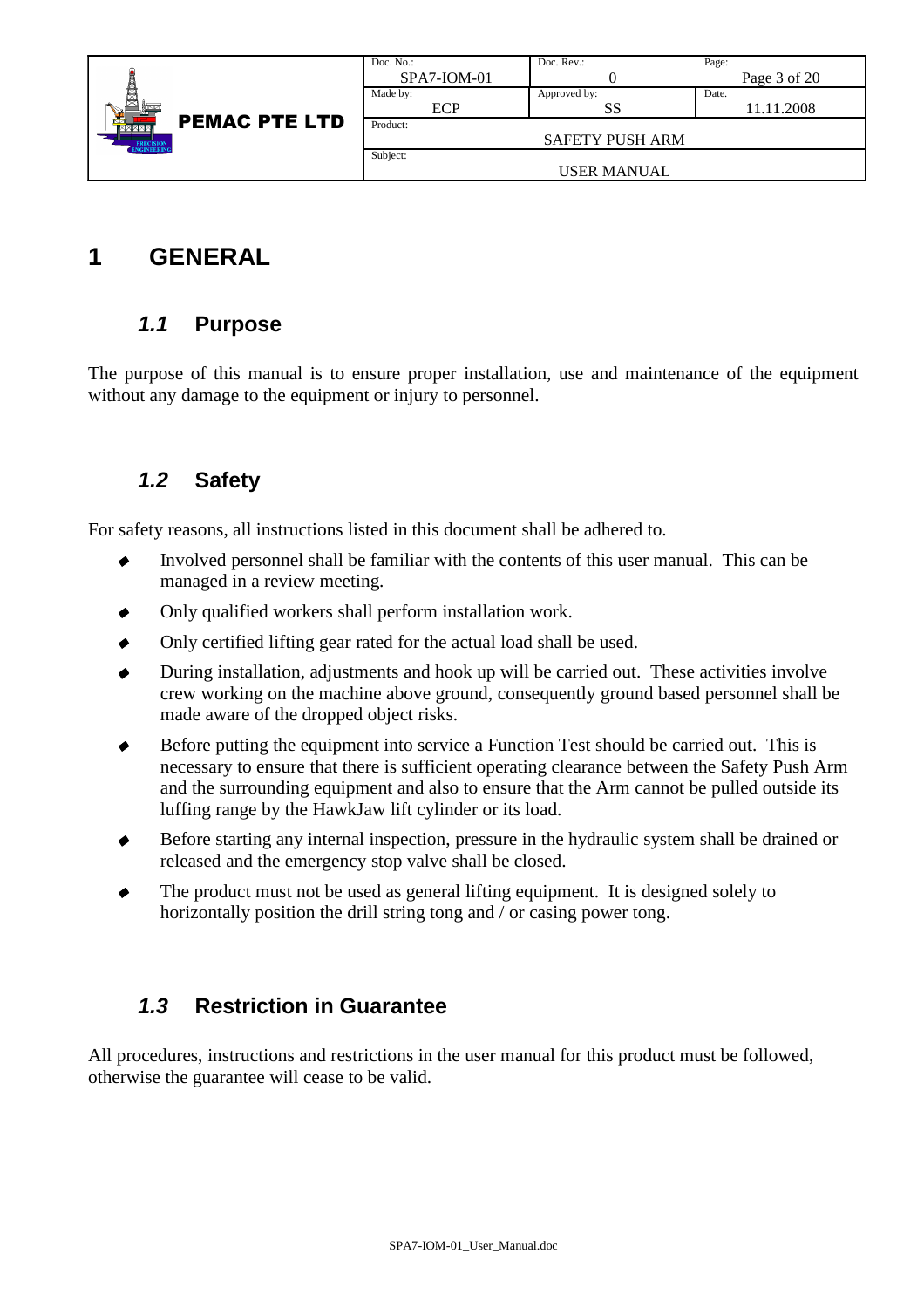# 1 GENERAL

## *1.1* Purpose

The purpose of this manual is to ensure proper installation, use and maintenance of the equipment without any damage to the equipment or injury to personnel.

## *1.2* Safety

For safety reasons, all instructions listed in this document shall be adhered to.

- Involved personnel shall be familiar with the contents of this user manual. This can be managed in a review meeting.
- Only qualified workers shall perform installation work.
- Only certified lifting gear rated for the actual load shall be used.
- During installation, adjustments and hook up will be carried out. These activities involve crew working on the machine above ground, consequently ground based personnel shall be made aware of the dropped object risks.
- Before putting the equipment into service a Function Test should be carried out. This is necessary to ensure that there is sufficient operating clearance between the Safety Push Arm and the surrounding equipment and also to ensure that the Arm cannot be pulled outside its luffing range by the HawkJaw lift cylinder or its load.
- Before starting any internal inspection, pressure in the hydraulic system shall be drained or released and the emergency stop valve shall be closed.
- The product must not be used as general lifting equipment. It is designed solely to horizontally position the drill string tong and / or casing power tong.

## *1.3* Restriction in Guarantee

All procedures, instructions and restrictions in the user manual for this product must be followed, otherwise the guarantee will cease to be valid.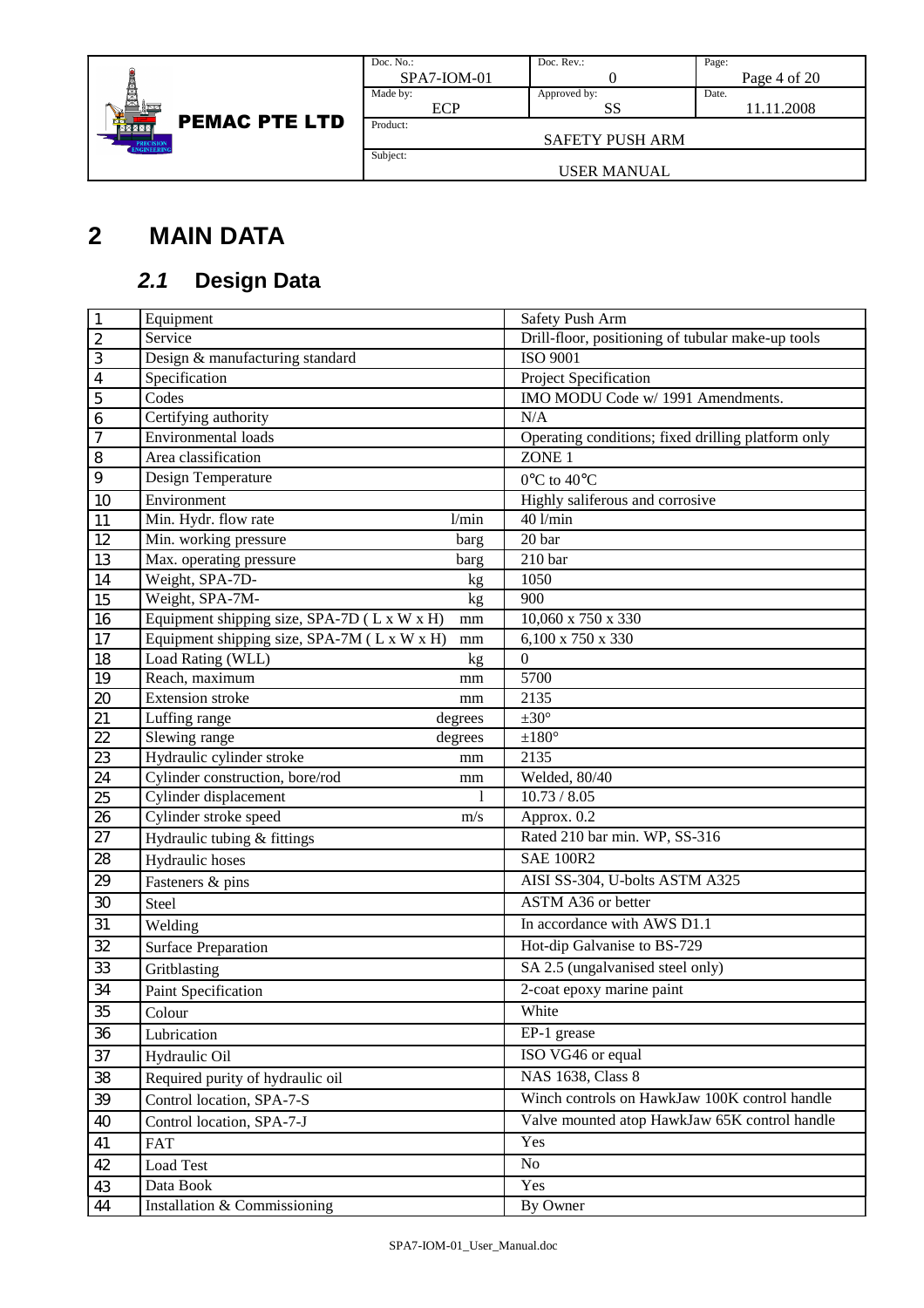# 2 MAIN DATA

## *2.1* Design Data

| | | | |
|---|---|---|---|
| 1 | Equipment | | Safety Push Arm |
| 2 | Service | | Drill-floor, positioning of tubular make-up tools |
| 3 | Design & manufacturing standard | | ISO 9001 |
| 4 | Specification | | Project Specification |
| 5 | Codes | | IMO MODU Code w/ 1991 Amendments. |
| 6 | Certifying authority | | N/A |
| 7 | Environmental loads | | Operating conditions; fixed drilling platform only |
| 8 | Area classification | | ZONE 1 |
| 9 | Design Temperature | | 0°C to 40°C |
| 10 | Environment | | Highly saliferous and corrosive |
| 11 | Min. Hydr. flow rate | l/min | 40 l/min |
| 12 | Min. working pressure | barg | 20 bar |
| 13 | Max. operating pressure | barg | 210 bar |
| 14 | Weight, SPA-7D- | kg | 1050 |
| 15 | Weight, SPA-7M- | kg | 900 |
| 16 | Equipment shipping size, SPA-7D ( L x W x H) | mm | 10,060 x 750 x 330 |
| 17 | Equipment shipping size, SPA-7M ( L x W x H) | mm | 6,100 x 750 x 330 |
| 18 | Load Rating (WLL) | kg | 0 |
| 19 | Reach, maximum | mm | 5700 |
| 20 | Extension stroke | mm | 2135 |
| 21 | Luffing range | degrees | ±30° |
| 22 | Slewing range | degrees | ±180° |
| 23 | Hydraulic cylinder stroke | mm | 2135 |
| 24 | Cylinder construction, bore/rod | mm | Welded, 80/40 |
| 25 | Cylinder displacement | l | 10.73 / 8.05 |
| 26 | Cylinder stroke speed | m/s | Approx. 0.2 |
| 27 | Hydraulic tubing & fittings | | Rated 210 bar min. WP, SS-316 |
| 28 | Hydraulic hoses | | SAE 100R2 |
| 29 | Fasteners & pins | | AISI SS-304, U-bolts ASTM A325 |
| 30 | Steel | | ASTM A36 or better |
| 31 | Welding | | In accordance with AWS D1.1 |
| 32 | Surface Preparation | | Hot-dip Galvanise to BS-729 |
| 33 | Gritblasting | | SA 2.5 (ungalvanised steel only) |
| 34 | Paint Specification | | 2-coat epoxy marine paint |
| 35 | Colour | | White |
| 36 | Lubrication | | EP-1 grease |
| 37 | Hydraulic Oil | | ISO VG46 or equal |
| 38 | Required purity of hydraulic oil | | NAS 1638, Class 8 |
| 39 | Control location, SPA-7-S | | Winch controls on HawkJaw 100K control handle |
| 40 | Control location, SPA-7-J | | Valve mounted atop HawkJaw 65K control handle |
| 41 | FAT | | Yes |
| 42 | Load Test | | No |
| 43 | Data Book | | Yes |
| 44 | Installation & Commissioning | | By Owner |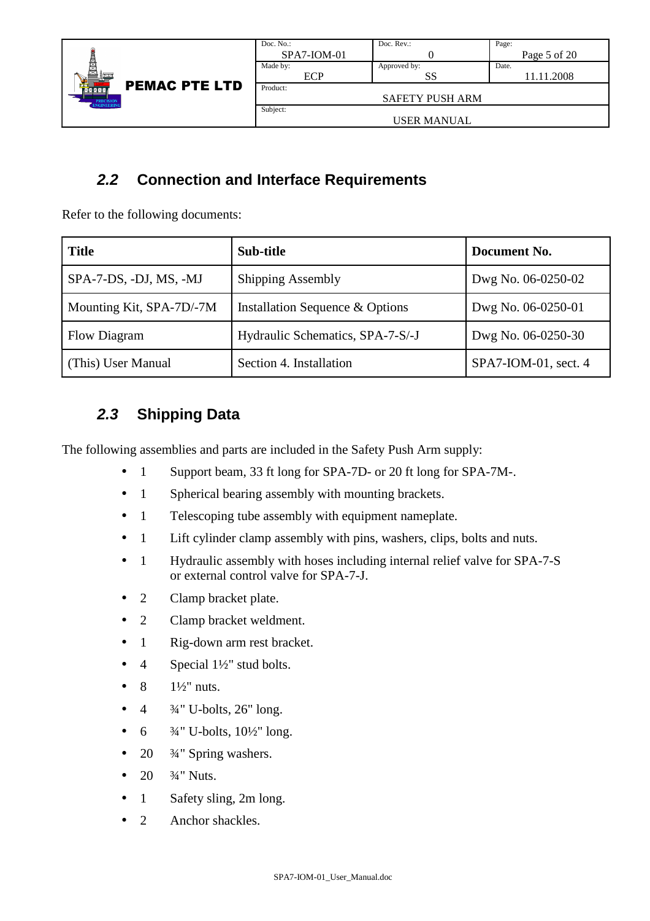## *2.2* Connection and Interface Requirements

Refer to the following documents:

| Title | Sub-title | Document No. |
|---|---|---|
| SPA-7-DS, -DJ, MS, -MJ | Shipping Assembly | Dwg No. 06-0250-02 |
| Mounting Kit, SPA-7D/-7M | Installation Sequence & Options | Dwg No. 06-0250-01 |
| Flow Diagram | Hydraulic Schematics, SPA-7-S/-J | Dwg No. 06-0250-30 |
| (This) User Manual | Section 4. Installation | SPA7-IOM-01, sect. 4 |

## *2.3* Shipping Data

The following assemblies and parts are included in the Safety Push Arm supply:

- 1 Support beam, 33 ft long for SPA-7D- or 20 ft long for SPA-7M-.
- 1 Spherical bearing assembly with mounting brackets.
- 1 Telescoping tube assembly with equipment nameplate.
- 1 Lift cylinder clamp assembly with pins, washers, clips, bolts and nuts.
- 1 Hydraulic assembly with hoses including internal relief valve for SPA-7-S or external control valve for SPA-7-J.
- 2 Clamp bracket plate.
- 2 Clamp bracket weldment.
- 1 Rig-down arm rest bracket.
- 4 Special 1½" stud bolts.
- 8 1½" nuts.
- 4 ¾" U-bolts, 26" long.
- 6 ¾" U-bolts, 10½" long.
- 20 ¾" Spring washers.
- 20 ¾" Nuts.
- 1 Safety sling, 2m long.
- 2 Anchor shackles.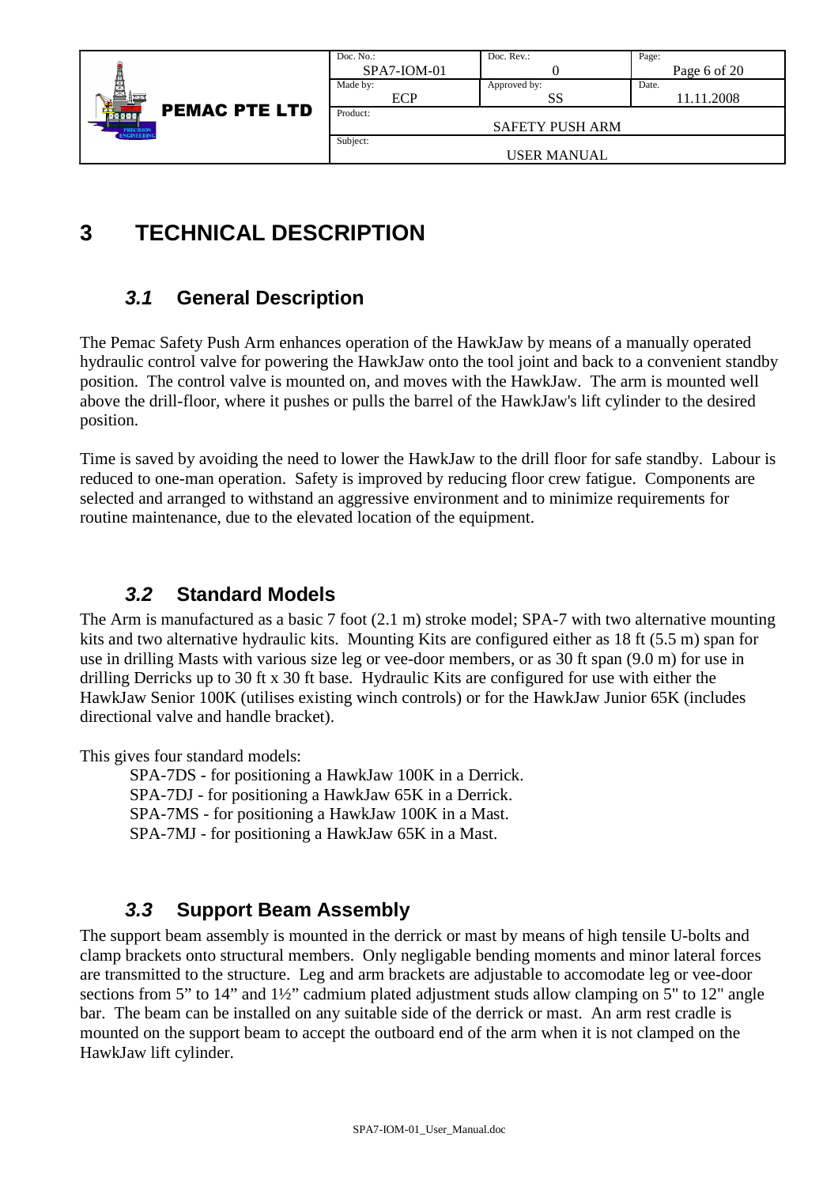# 3 TECHNICAL DESCRIPTION

## *3.1* General Description

The Pemac Safety Push Arm enhances operation of the HawkJaw by means of a manually operated hydraulic control valve for powering the HawkJaw onto the tool joint and back to a convenient standby position. The control valve is mounted on, and moves with the HawkJaw. The arm is mounted well above the drill-floor, where it pushes or pulls the barrel of the HawkJaw's lift cylinder to the desired position.

Time is saved by avoiding the need to lower the HawkJaw to the drill floor for safe standby. Labour is reduced to one-man operation. Safety is improved by reducing floor crew fatigue. Components are selected and arranged to withstand an aggressive environment and to minimize requirements for routine maintenance, due to the elevated location of the equipment.

## *3.2* Standard Models

The Arm is manufactured as a basic 7 foot (2.1 m) stroke model; SPA-7 with two alternative mounting kits and two alternative hydraulic kits. Mounting Kits are configured either as 18 ft (5.5 m) span for use in drilling Masts with various size leg or vee-door members, or as 30 ft span (9.0 m) for use in drilling Derricks up to 30 ft x 30 ft base. Hydraulic Kits are configured for use with either the HawkJaw Senior 100K (utilises existing winch controls) or for the HawkJaw Junior 65K (includes directional valve and handle bracket).

This gives four standard models:

SPA-7DS - for positioning a HawkJaw 100K in a Derrick.
SPA-7DJ - for positioning a HawkJaw 65K in a Derrick.
SPA-7MS - for positioning a HawkJaw 100K in a Mast.
SPA-7MJ - for positioning a HawkJaw 65K in a Mast.

## *3.3* Support Beam Assembly

The support beam assembly is mounted in the derrick or mast by means of high tensile U-bolts and clamp brackets onto structural members. Only negligable bending moments and minor lateral forces are transmitted to the structure. Leg and arm brackets are adjustable to accomodate leg or vee-door sections from 5" to 14" and 1½" cadmium plated adjustment studs allow clamping on 5" to 12" angle bar. The beam can be installed on any suitable side of the derrick or mast. An arm rest cradle is mounted on the support beam to accept the outboard end of the arm when it is not clamped on the HawkJaw lift cylinder.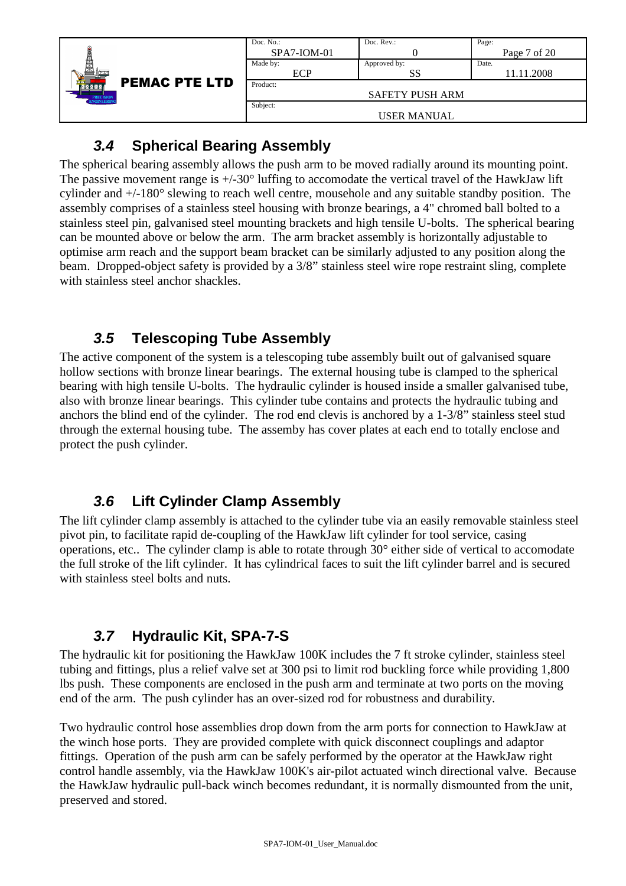## *3.4* Spherical Bearing Assembly

The spherical bearing assembly allows the push arm to be moved radially around its mounting point. The passive movement range is +/-30° luffing to accomodate the vertical travel of the HawkJaw lift cylinder and +/-180° slewing to reach well centre, mousehole and any suitable standby position. The assembly comprises of a stainless steel housing with bronze bearings, a 4" chromed ball bolted to a stainless steel pin, galvanised steel mounting brackets and high tensile U-bolts. The spherical bearing can be mounted above or below the arm. The arm bracket assembly is horizontally adjustable to optimise arm reach and the support beam bracket can be similarly adjusted to any position along the beam. Dropped-object safety is provided by a 3/8" stainless steel wire rope restraint sling, complete with stainless steel anchor shackles.

## *3.5* Telescoping Tube Assembly

The active component of the system is a telescoping tube assembly built out of galvanised square hollow sections with bronze linear bearings. The external housing tube is clamped to the spherical bearing with high tensile U-bolts. The hydraulic cylinder is housed inside a smaller galvanised tube, also with bronze linear bearings. This cylinder tube contains and protects the hydraulic tubing and anchors the blind end of the cylinder. The rod end clevis is anchored by a 1-3/8" stainless steel stud through the external housing tube. The assemby has cover plates at each end to totally enclose and protect the push cylinder.

## *3.6* Lift Cylinder Clamp Assembly

The lift cylinder clamp assembly is attached to the cylinder tube via an easily removable stainless steel pivot pin, to facilitate rapid de-coupling of the HawkJaw lift cylinder for tool service, casing operations, etc.. The cylinder clamp is able to rotate through 30° either side of vertical to accomodate the full stroke of the lift cylinder. It has cylindrical faces to suit the lift cylinder barrel and is secured with stainless steel bolts and nuts.

## *3.7* Hydraulic Kit, SPA-7-S

The hydraulic kit for positioning the HawkJaw 100K includes the 7 ft stroke cylinder, stainless steel tubing and fittings, plus a relief valve set at 300 psi to limit rod buckling force while providing 1,800 lbs push. These components are enclosed in the push arm and terminate at two ports on the moving end of the arm. The push cylinder has an over-sized rod for robustness and durability.

Two hydraulic control hose assemblies drop down from the arm ports for connection to HawkJaw at the winch hose ports. They are provided complete with quick disconnect couplings and adaptor fittings. Operation of the push arm can be safely performed by the operator at the HawkJaw right control handle assembly, via the HawkJaw 100K's air-pilot actuated winch directional valve. Because the HawkJaw hydraulic pull-back winch becomes redundant, it is normally dismounted from the unit, preserved and stored.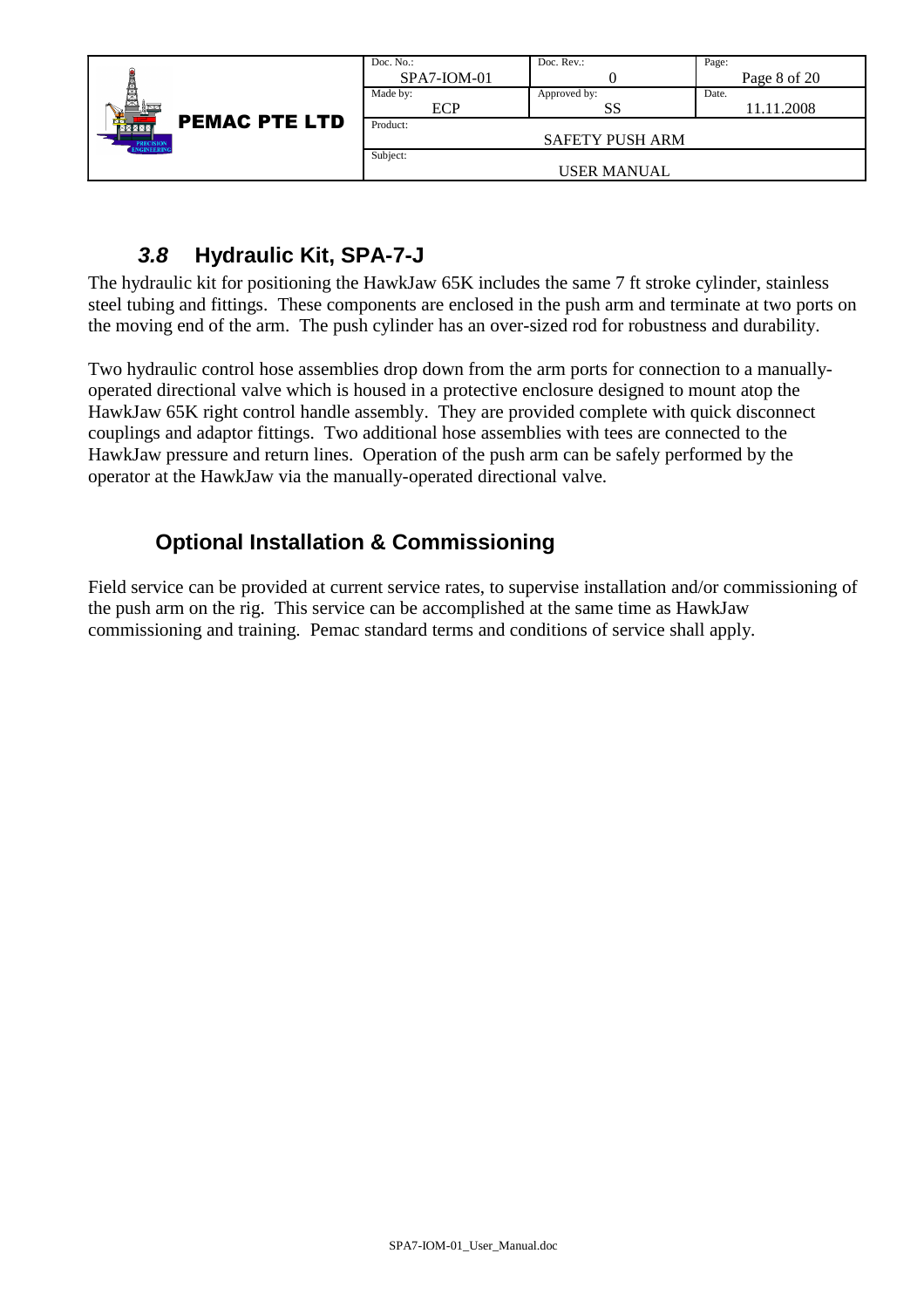## *3.8* Hydraulic Kit, SPA-7-J

The hydraulic kit for positioning the HawkJaw 65K includes the same 7 ft stroke cylinder, stainless steel tubing and fittings. These components are enclosed in the push arm and terminate at two ports on the moving end of the arm. The push cylinder has an over-sized rod for robustness and durability.

Two hydraulic control hose assemblies drop down from the arm ports for connection to a manually-operated directional valve which is housed in a protective enclosure designed to mount atop the HawkJaw 65K right control handle assembly. They are provided complete with quick disconnect couplings and adaptor fittings. Two additional hose assemblies with tees are connected to the HawkJaw pressure and return lines. Operation of the push arm can be safely performed by the operator at the HawkJaw via the manually-operated directional valve.

## Optional Installation & Commissioning

Field service can be provided at current service rates, to supervise installation and/or commissioning of the push arm on the rig. This service can be accomplished at the same time as HawkJaw commissioning and training. Pemac standard terms and conditions of service shall apply.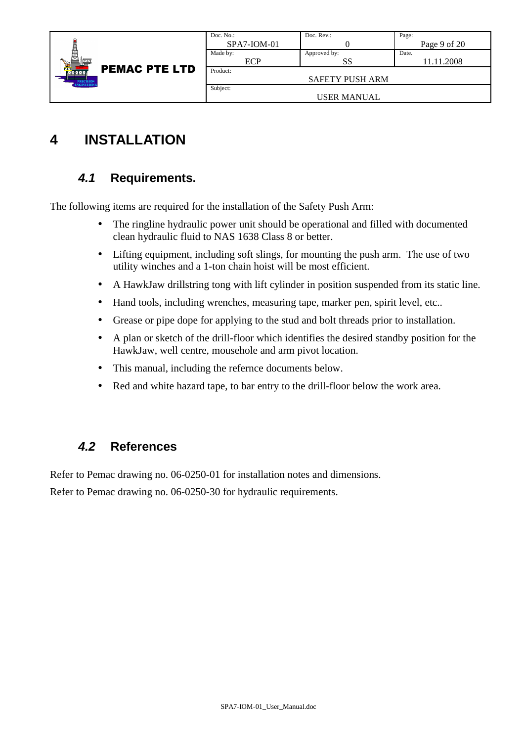# 4 INSTALLATION

## 4.1 Requirements.

The following items are required for the installation of the Safety Push Arm:

- The ringline hydraulic power unit should be operational and filled with documented clean hydraulic fluid to NAS 1638 Class 8 or better.
- Lifting equipment, including soft slings, for mounting the push arm. The use of two utility winches and a 1-ton chain hoist will be most efficient.
- A HawkJaw drillstring tong with lift cylinder in position suspended from its static line.
- Hand tools, including wrenches, measuring tape, marker pen, spirit level, etc..
- Grease or pipe dope for applying to the stud and bolt threads prior to installation.
- A plan or sketch of the drill-floor which identifies the desired standby position for the HawkJaw, well centre, mousehole and arm pivot location.
- This manual, including the refernce documents below.
- Red and white hazard tape, to bar entry to the drill-floor below the work area.

## 4.2 References

Refer to Pemac drawing no. 06-0250-01 for installation notes and dimensions.

Refer to Pemac drawing no. 06-0250-30 for hydraulic requirements.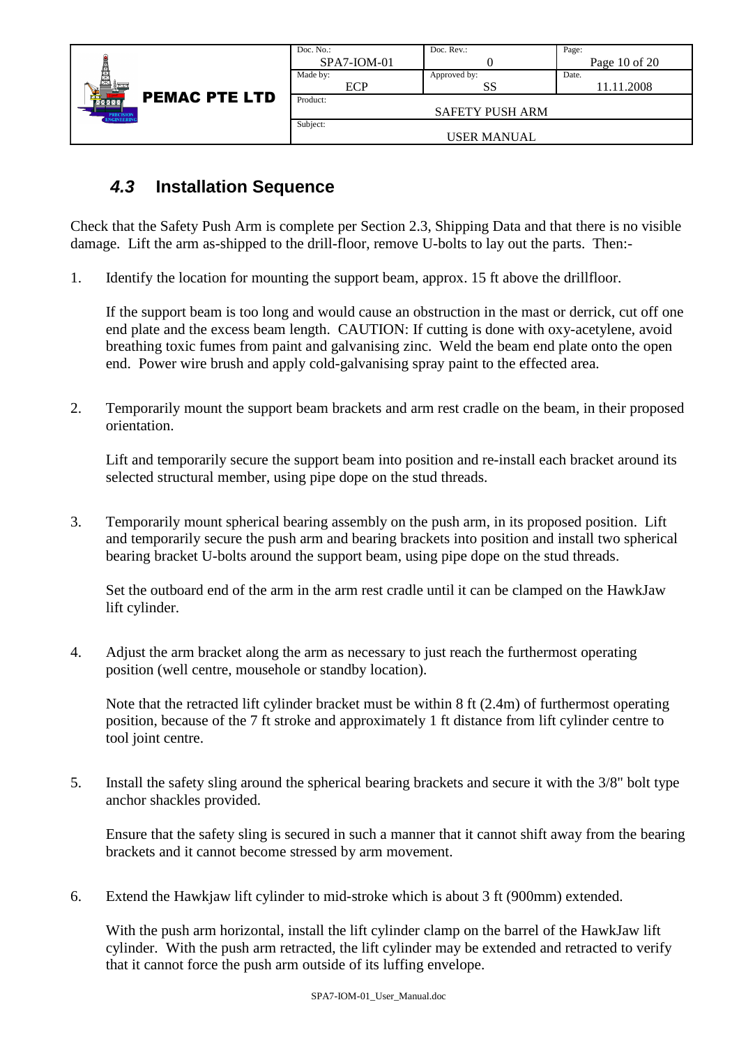## *4.3* Installation Sequence

Check that the Safety Push Arm is complete per Section 2.3, Shipping Data and that there is no visible damage. Lift the arm as-shipped to the drill-floor, remove U-bolts to lay out the parts. Then:-

1. Identify the location for mounting the support beam, approx. 15 ft above the drillfloor.

   If the support beam is too long and would cause an obstruction in the mast or derrick, cut off one end plate and the excess beam length. CAUTION: If cutting is done with oxy-acetylene, avoid breathing toxic fumes from paint and galvanising zinc. Weld the beam end plate onto the open end. Power wire brush and apply cold-galvanising spray paint to the effected area.

2. Temporarily mount the support beam brackets and arm rest cradle on the beam, in their proposed orientation.

   Lift and temporarily secure the support beam into position and re-install each bracket around its selected structural member, using pipe dope on the stud threads.

3. Temporarily mount spherical bearing assembly on the push arm, in its proposed position. Lift and temporarily secure the push arm and bearing brackets into position and install two spherical bearing bracket U-bolts around the support beam, using pipe dope on the stud threads.

   Set the outboard end of the arm in the arm rest cradle until it can be clamped on the HawkJaw lift cylinder.

4. Adjust the arm bracket along the arm as necessary to just reach the furthermost operating position (well centre, mousehole or standby location).

   Note that the retracted lift cylinder bracket must be within 8 ft (2.4m) of furthermost operating position, because of the 7 ft stroke and approximately 1 ft distance from lift cylinder centre to tool joint centre.

5. Install the safety sling around the spherical bearing brackets and secure it with the 3/8" bolt type anchor shackles provided.

   Ensure that the safety sling is secured in such a manner that it cannot shift away from the bearing brackets and it cannot become stressed by arm movement.

6. Extend the Hawkjaw lift cylinder to mid-stroke which is about 3 ft (900mm) extended.

   With the push arm horizontal, install the lift cylinder clamp on the barrel of the HawkJaw lift cylinder. With the push arm retracted, the lift cylinder may be extended and retracted to verify that it cannot force the push arm outside of its luffing envelope.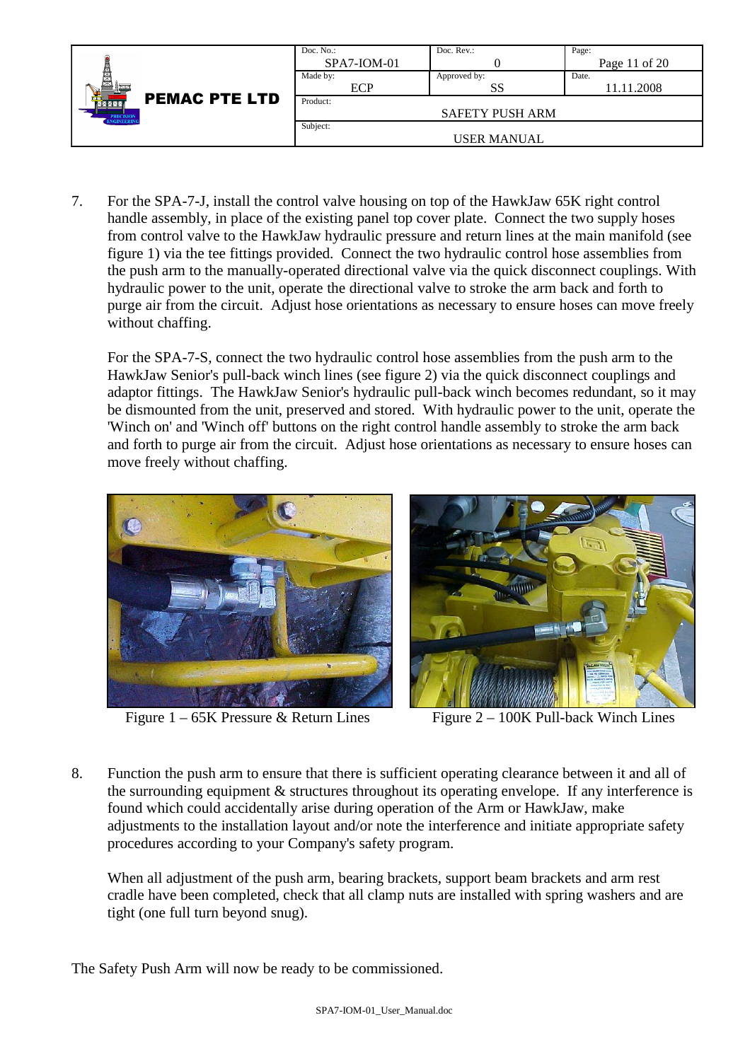7. For the SPA-7-J, install the control valve housing on top of the HawkJaw 65K right control handle assembly, in place of the existing panel top cover plate. Connect the two supply hoses from control valve to the HawkJaw hydraulic pressure and return lines at the main manifold (see figure 1) via the tee fittings provided. Connect the two hydraulic control hose assemblies from the push arm to the manually-operated directional valve via the quick disconnect couplings. With hydraulic power to the unit, operate the directional valve to stroke the arm back and forth to purge air from the circuit. Adjust hose orientations as necessary to ensure hoses can move freely without chaffing.

   For the SPA-7-S, connect the two hydraulic control hose assemblies from the push arm to the HawkJaw Senior's pull-back winch lines (see figure 2) via the quick disconnect couplings and adaptor fittings. The HawkJaw Senior's hydraulic pull-back winch becomes redundant, so it may be dismounted from the unit, preserved and stored. With hydraulic power to the unit, operate the 'Winch on' and 'Winch off' buttons on the right control handle assembly to stroke the arm back and forth to purge air from the circuit. Adjust hose orientations as necessary to ensure hoses can move freely without chaffing.

Figure 1 – 65K Pressure & Return Lines

Figure 2 – 100K Pull-back Winch Lines

8. Function the push arm to ensure that there is sufficient operating clearance between it and all of the surrounding equipment & structures throughout its operating envelope. If any interference is found which could accidentally arise during operation of the Arm or HawkJaw, make adjustments to the installation layout and/or note the interference and initiate appropriate safety procedures according to your Company's safety program.

   When all adjustment of the push arm, bearing brackets, support beam brackets and arm rest cradle have been completed, check that all clamp nuts are installed with spring washers and are tight (one full turn beyond snug).

The Safety Push Arm will now be ready to be commissioned.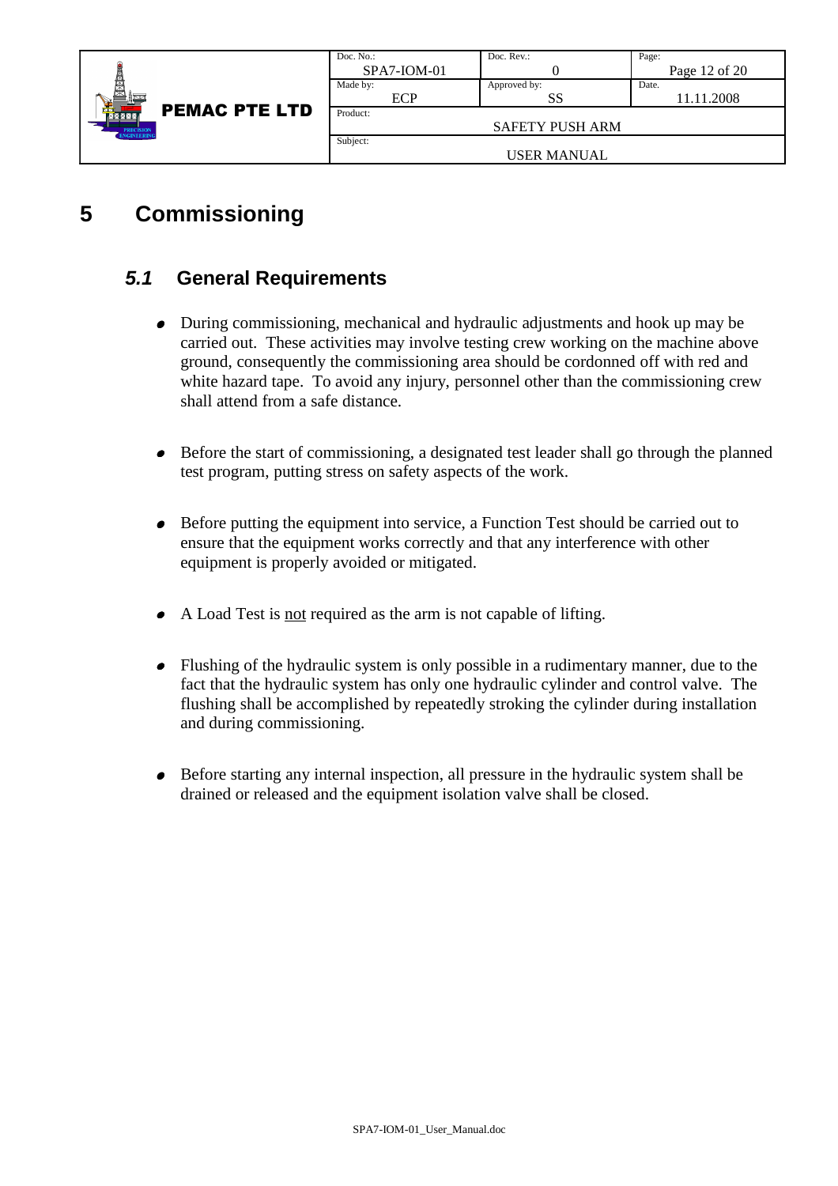# 5 Commissioning

## *5.1* General Requirements

- During commissioning, mechanical and hydraulic adjustments and hook up may be carried out. These activities may involve testing crew working on the machine above ground, consequently the commissioning area should be cordonned off with red and white hazard tape. To avoid any injury, personnel other than the commissioning crew shall attend from a safe distance.

- Before the start of commissioning, a designated test leader shall go through the planned test program, putting stress on safety aspects of the work.

- Before putting the equipment into service, a Function Test should be carried out to ensure that the equipment works correctly and that any interference with other equipment is properly avoided or mitigated.

- A Load Test is <u>not</u> required as the arm is not capable of lifting.

- Flushing of the hydraulic system is only possible in a rudimentary manner, due to the fact that the hydraulic system has only one hydraulic cylinder and control valve. The flushing shall be accomplished by repeatedly stroking the cylinder during installation and during commissioning.

- Before starting any internal inspection, all pressure in the hydraulic system shall be drained or released and the equipment isolation valve shall be closed.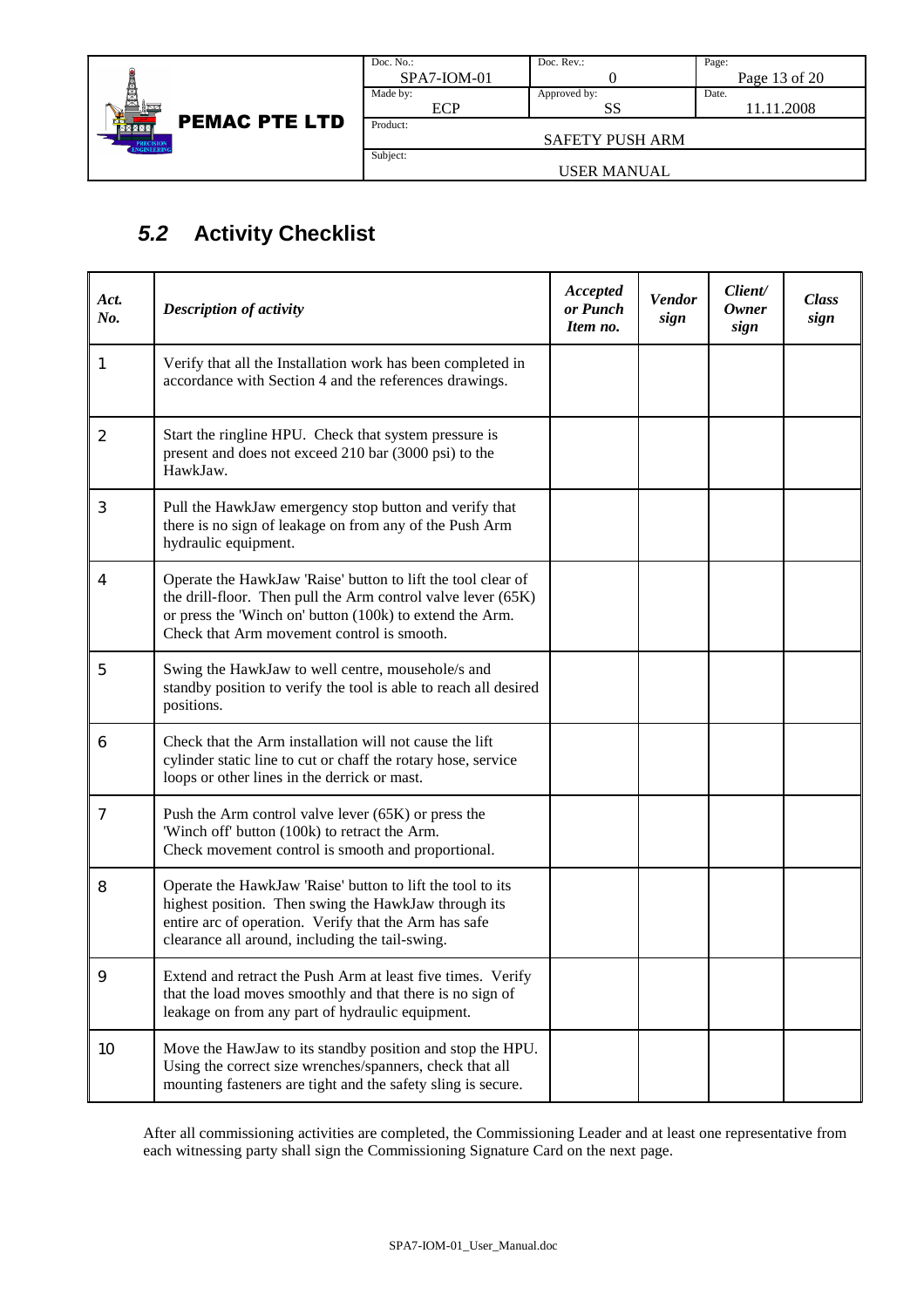## *5.2* Activity Checklist

| *Act. No.* | *Description of activity* | *Accepted or Punch Item no.* | *Vendor sign* | *Client/ Owner sign* | *Class sign* |
|---|---|---|---|---|---|
| 1 | Verify that all the Installation work has been completed in accordance with Section 4 and the references drawings. | | | | |
| 2 | Start the ringline HPU. Check that system pressure is present and does not exceed 210 bar (3000 psi) to the HawkJaw. | | | | |
| 3 | Pull the HawkJaw emergency stop button and verify that there is no sign of leakage on from any of the Push Arm hydraulic equipment. | | | | |
| 4 | Operate the HawkJaw 'Raise' button to lift the tool clear of the drill-floor. Then pull the Arm control valve lever (65K) or press the 'Winch on' button (100k) to extend the Arm. Check that Arm movement control is smooth. | | | | |
| 5 | Swing the HawkJaw to well centre, mousehole/s and standby position to verify the tool is able to reach all desired positions. | | | | |
| 6 | Check that the Arm installation will not cause the lift cylinder static line to cut or chaff the rotary hose, service loops or other lines in the derrick or mast. | | | | |
| 7 | Push the Arm control valve lever (65K) or press the 'Winch off' button (100k) to retract the Arm. Check movement control is smooth and proportional. | | | | |
| 8 | Operate the HawkJaw 'Raise' button to lift the tool to its highest position. Then swing the HawkJaw through its entire arc of operation. Verify that the Arm has safe clearance all around, including the tail-swing. | | | | |
| 9 | Extend and retract the Push Arm at least five times. Verify that the load moves smoothly and that there is no sign of leakage on from any part of hydraulic equipment. | | | | |
| 10 | Move the HawJaw to its standby position and stop the HPU. Using the correct size wrenches/spanners, check that all mounting fasteners are tight and the safety sling is secure. | | | | |

After all commissioning activities are completed, the Commissioning Leader and at least one representative from each witnessing party shall sign the Commissioning Signature Card on the next page.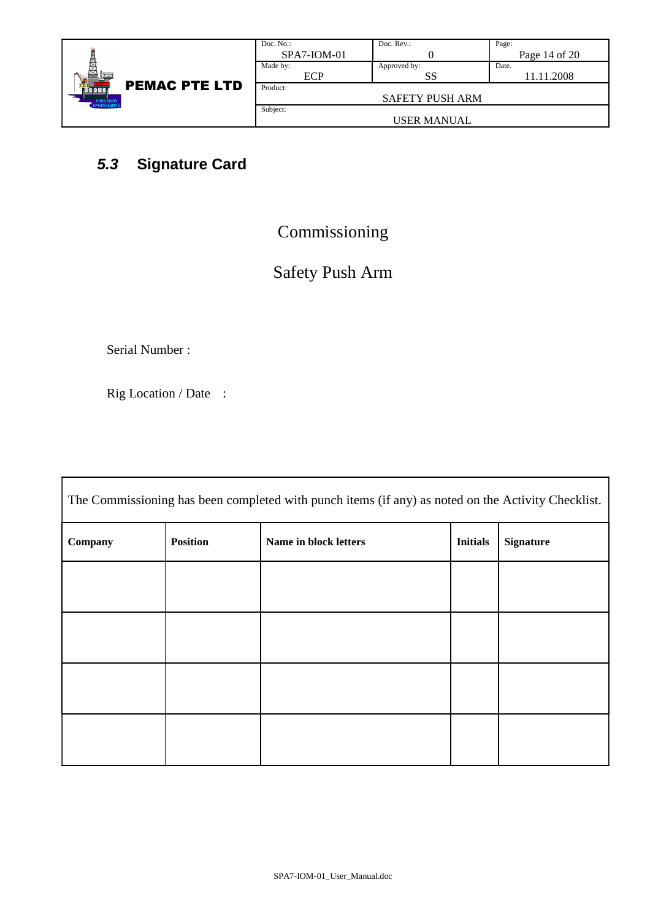## *5.3* Signature Card

Commissioning

Safety Push Arm

Serial Number :

Rig Location / Date :

| The Commissioning has been completed with punch items (if any) as noted on the Activity Checklist. | | | | |
|---|---|---|---|---|
| **Company** | **Position** | **Name in block letters** | **Initials** | **Signature** |
| | | | | |
| | | | | |
| | | | | |
| | | | | |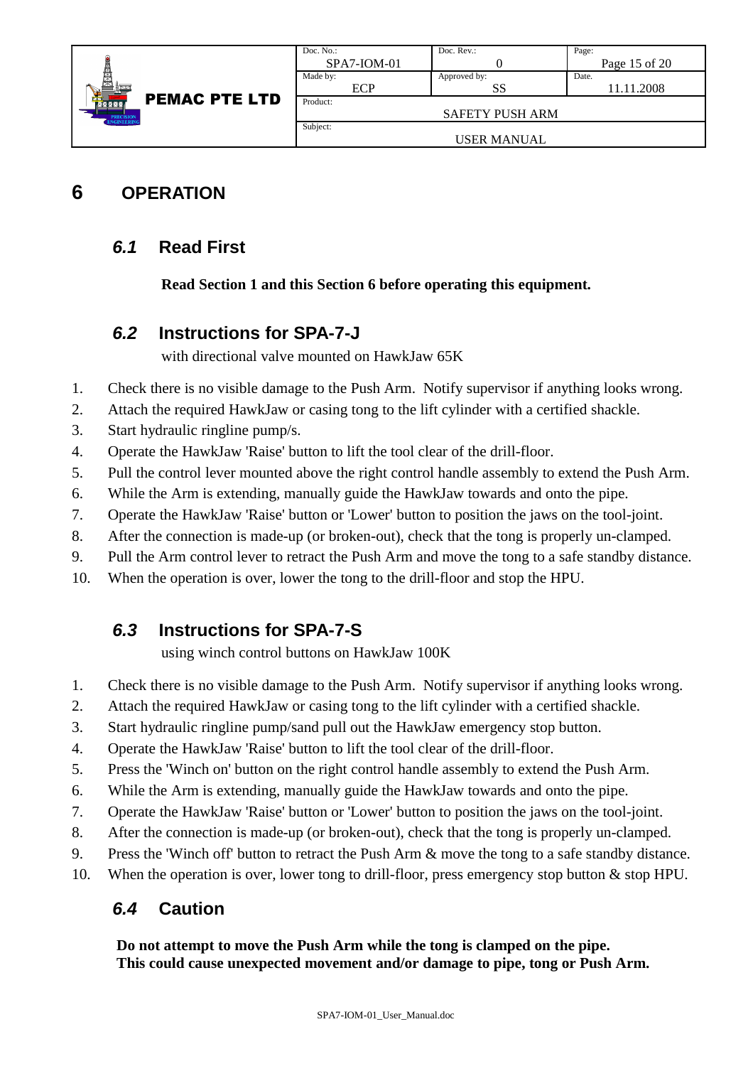# 6 OPERATION

## *6.1* Read First

**Read Section 1 and this Section 6 before operating this equipment.**

## *6.2* Instructions for SPA-7-J

with directional valve mounted on HawkJaw 65K

1. Check there is no visible damage to the Push Arm. Notify supervisor if anything looks wrong.
2. Attach the required HawkJaw or casing tong to the lift cylinder with a certified shackle.
3. Start hydraulic ringline pump/s.
4. Operate the HawkJaw 'Raise' button to lift the tool clear of the drill-floor.
5. Pull the control lever mounted above the right control handle assembly to extend the Push Arm.
6. While the Arm is extending, manually guide the HawkJaw towards and onto the pipe.
7. Operate the HawkJaw 'Raise' button or 'Lower' button to position the jaws on the tool-joint.
8. After the connection is made-up (or broken-out), check that the tong is properly un-clamped.
9. Pull the Arm control lever to retract the Push Arm and move the tong to a safe standby distance.
10. When the operation is over, lower the tong to the drill-floor and stop the HPU.

## *6.3* Instructions for SPA-7-S

using winch control buttons on HawkJaw 100K

1. Check there is no visible damage to the Push Arm. Notify supervisor if anything looks wrong.
2. Attach the required HawkJaw or casing tong to the lift cylinder with a certified shackle.
3. Start hydraulic ringline pump/sand pull out the HawkJaw emergency stop button.
4. Operate the HawkJaw 'Raise' button to lift the tool clear of the drill-floor.
5. Press the 'Winch on' button on the right control handle assembly to extend the Push Arm.
6. While the Arm is extending, manually guide the HawkJaw towards and onto the pipe.
7. Operate the HawkJaw 'Raise' button or 'Lower' button to position the jaws on the tool-joint.
8. After the connection is made-up (or broken-out), check that the tong is properly un-clamped.
9. Press the 'Winch off' button to retract the Push Arm & move the tong to a safe standby distance.
10. When the operation is over, lower tong to drill-floor, press emergency stop button & stop HPU.

## *6.4* Caution

**Do not attempt to move the Push Arm while the tong is clamped on the pipe.**
**This could cause unexpected movement and/or damage to pipe, tong or Push Arm.**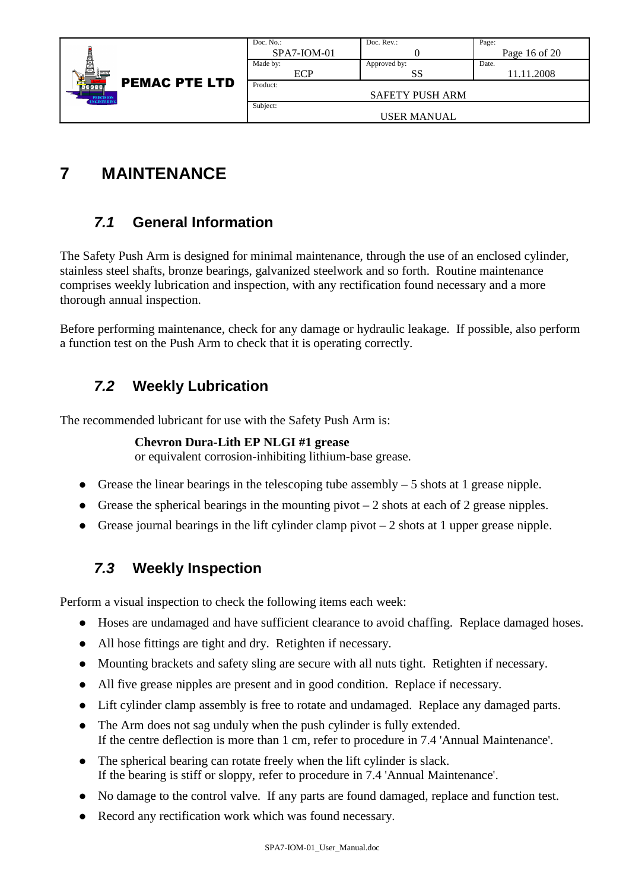# 7 MAINTENANCE

## *7.1* General Information

The Safety Push Arm is designed for minimal maintenance, through the use of an enclosed cylinder, stainless steel shafts, bronze bearings, galvanized steelwork and so forth. Routine maintenance comprises weekly lubrication and inspection, with any rectification found necessary and a more thorough annual inspection.

Before performing maintenance, check for any damage or hydraulic leakage. If possible, also perform a function test on the Push Arm to check that it is operating correctly.

## *7.2* Weekly Lubrication

The recommended lubricant for use with the Safety Push Arm is:

> **Chevron Dura-Lith EP NLGI #1 grease**
> or equivalent corrosion-inhibiting lithium-base grease.

- Grease the linear bearings in the telescoping tube assembly – 5 shots at 1 grease nipple.
- Grease the spherical bearings in the mounting pivot – 2 shots at each of 2 grease nipples.
- Grease journal bearings in the lift cylinder clamp pivot – 2 shots at 1 upper grease nipple.

## *7.3* Weekly Inspection

Perform a visual inspection to check the following items each week:

- Hoses are undamaged and have sufficient clearance to avoid chaffing. Replace damaged hoses.
- All hose fittings are tight and dry. Retighten if necessary.
- Mounting brackets and safety sling are secure with all nuts tight. Retighten if necessary.
- All five grease nipples are present and in good condition. Replace if necessary.
- Lift cylinder clamp assembly is free to rotate and undamaged. Replace any damaged parts.
- The Arm does not sag unduly when the push cylinder is fully extended.
  If the centre deflection is more than 1 cm, refer to procedure in 7.4 'Annual Maintenance'.
- The spherical bearing can rotate freely when the lift cylinder is slack.
  If the bearing is stiff or sloppy, refer to procedure in 7.4 'Annual Maintenance'.
- No damage to the control valve. If any parts are found damaged, replace and function test.
- Record any rectification work which was found necessary.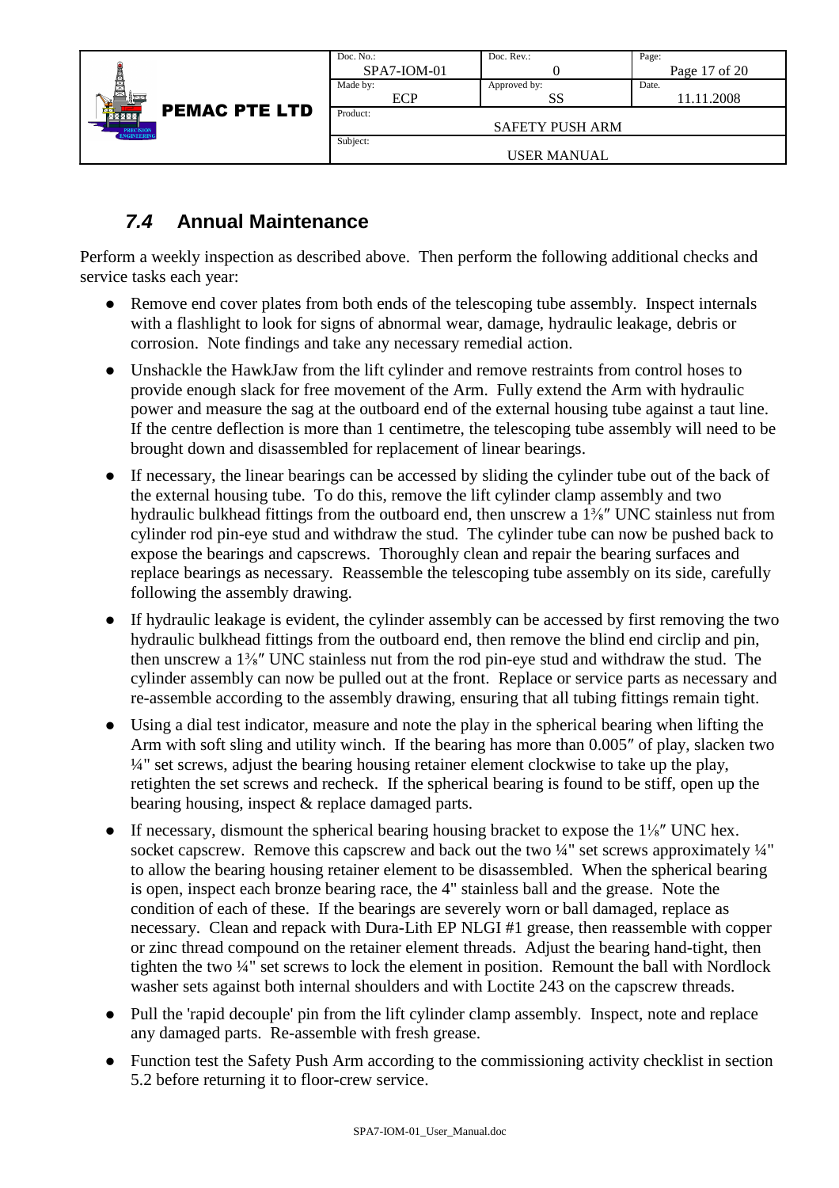## 7.4 Annual Maintenance

Perform a weekly inspection as described above. Then perform the following additional checks and service tasks each year:

- Remove end cover plates from both ends of the telescoping tube assembly. Inspect internals with a flashlight to look for signs of abnormal wear, damage, hydraulic leakage, debris or corrosion. Note findings and take any necessary remedial action.
- Unshackle the HawkJaw from the lift cylinder and remove restraints from control hoses to provide enough slack for free movement of the Arm. Fully extend the Arm with hydraulic power and measure the sag at the outboard end of the external housing tube against a taut line. If the centre deflection is more than 1 centimetre, the telescoping tube assembly will need to be brought down and disassembled for replacement of linear bearings.
- If necessary, the linear bearings can be accessed by sliding the cylinder tube out of the back of the external housing tube. To do this, remove the lift cylinder clamp assembly and two hydraulic bulkhead fittings from the outboard end, then unscrew a 1⅜″ UNC stainless nut from cylinder rod pin-eye stud and withdraw the stud. The cylinder tube can now be pushed back to expose the bearings and capscrews. Thoroughly clean and repair the bearing surfaces and replace bearings as necessary. Reassemble the telescoping tube assembly on its side, carefully following the assembly drawing.
- If hydraulic leakage is evident, the cylinder assembly can be accessed by first removing the two hydraulic bulkhead fittings from the outboard end, then remove the blind end circlip and pin, then unscrew a 1⅜″ UNC stainless nut from the rod pin-eye stud and withdraw the stud. The cylinder assembly can now be pulled out at the front. Replace or service parts as necessary and re-assemble according to the assembly drawing, ensuring that all tubing fittings remain tight.
- Using a dial test indicator, measure and note the play in the spherical bearing when lifting the Arm with soft sling and utility winch. If the bearing has more than 0.005″ of play, slacken two ¼" set screws, adjust the bearing housing retainer element clockwise to take up the play, retighten the set screws and recheck. If the spherical bearing is found to be stiff, open up the bearing housing, inspect & replace damaged parts.
- If necessary, dismount the spherical bearing housing bracket to expose the 1⅛″ UNC hex. socket capscrew. Remove this capscrew and back out the two ¼" set screws approximately ¼" to allow the bearing housing retainer element to be disassembled. When the spherical bearing is open, inspect each bronze bearing race, the 4" stainless ball and the grease. Note the condition of each of these. If the bearings are severely worn or ball damaged, replace as necessary. Clean and repack with Dura-Lith EP NLGI #1 grease, then reassemble with copper or zinc thread compound on the retainer element threads. Adjust the bearing hand-tight, then tighten the two ¼" set screws to lock the element in position. Remount the ball with Nordlock washer sets against both internal shoulders and with Loctite 243 on the capscrew threads.
- Pull the 'rapid decouple' pin from the lift cylinder clamp assembly. Inspect, note and replace any damaged parts. Re-assemble with fresh grease.
- Function test the Safety Push Arm according to the commissioning activity checklist in section 5.2 before returning it to floor-crew service.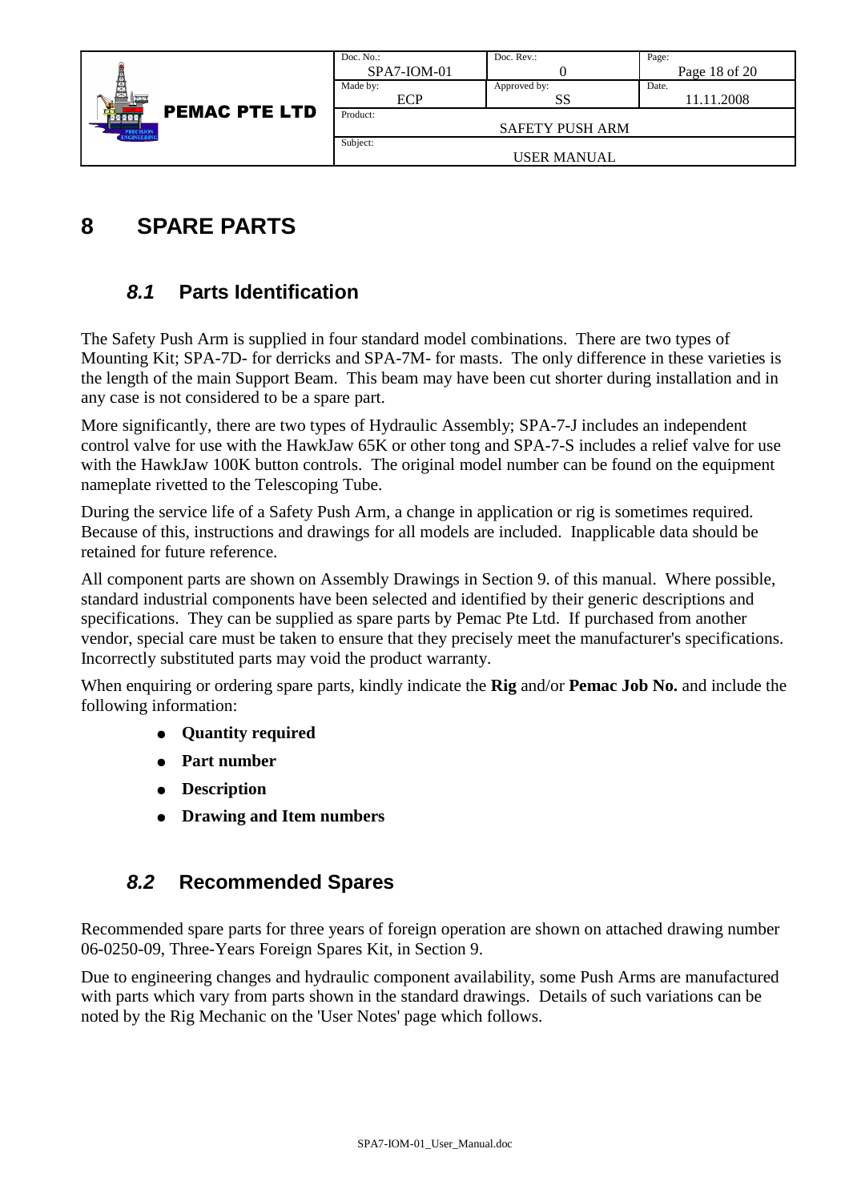# 8 SPARE PARTS

## *8.1* Parts Identification

The Safety Push Arm is supplied in four standard model combinations. There are two types of Mounting Kit; SPA-7D- for derricks and SPA-7M- for masts. The only difference in these varieties is the length of the main Support Beam. This beam may have been cut shorter during installation and in any case is not considered to be a spare part.

More significantly, there are two types of Hydraulic Assembly; SPA-7-J includes an independent control valve for use with the HawkJaw 65K or other tong and SPA-7-S includes a relief valve for use with the HawkJaw 100K button controls. The original model number can be found on the equipment nameplate rivetted to the Telescoping Tube.

During the service life of a Safety Push Arm, a change in application or rig is sometimes required. Because of this, instructions and drawings for all models are included. Inapplicable data should be retained for future reference.

All component parts are shown on Assembly Drawings in Section 9. of this manual. Where possible, standard industrial components have been selected and identified by their generic descriptions and specifications. They can be supplied as spare parts by Pemac Pte Ltd. If purchased from another vendor, special care must be taken to ensure that they precisely meet the manufacturer's specifications. Incorrectly substituted parts may void the product warranty.

When enquiring or ordering spare parts, kindly indicate the **Rig** and/or **Pemac Job No.** and include the following information:

- **Quantity required**
- **Part number**
- **Description**
- **Drawing and Item numbers**

## *8.2* Recommended Spares

Recommended spare parts for three years of foreign operation are shown on attached drawing number 06-0250-09, Three-Years Foreign Spares Kit, in Section 9.

Due to engineering changes and hydraulic component availability, some Push Arms are manufactured with parts which vary from parts shown in the standard drawings. Details of such variations can be noted by the Rig Mechanic on the 'User Notes' page which follows.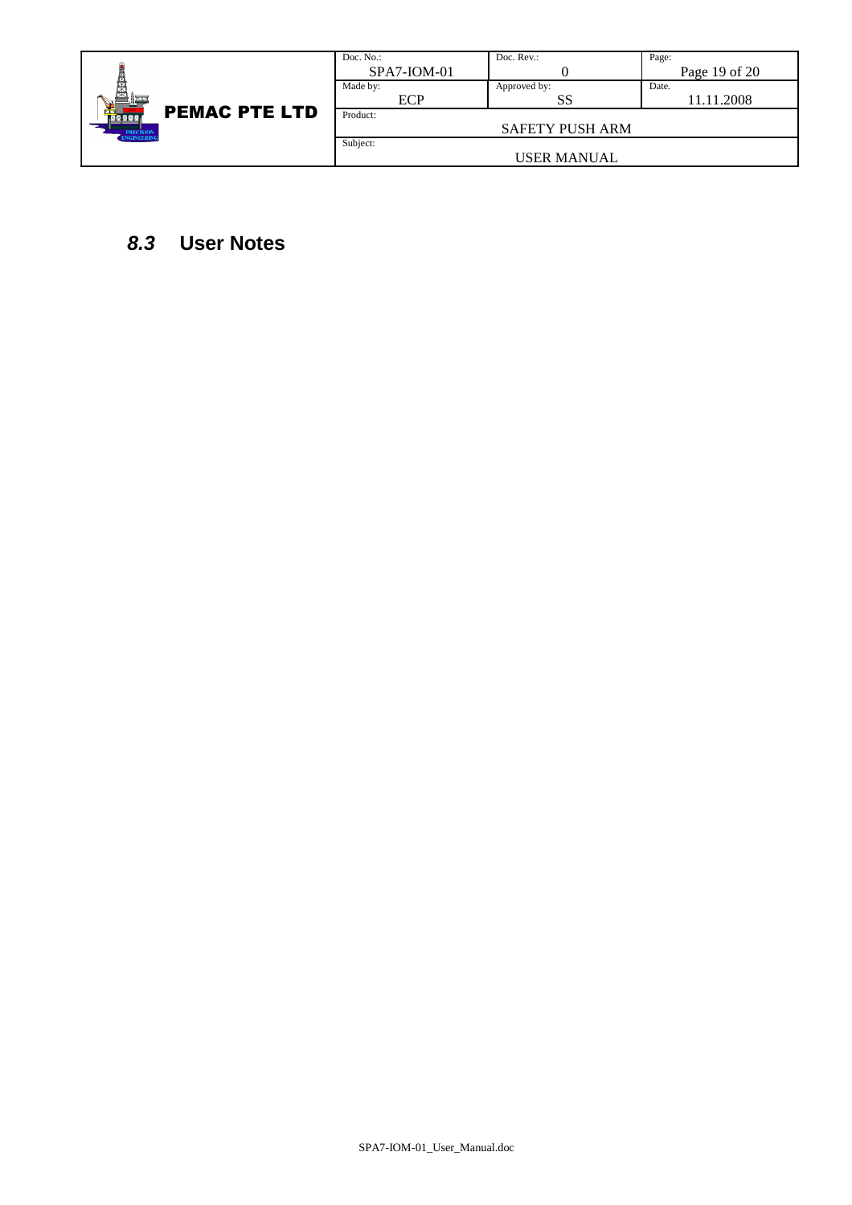## *8.3* User Notes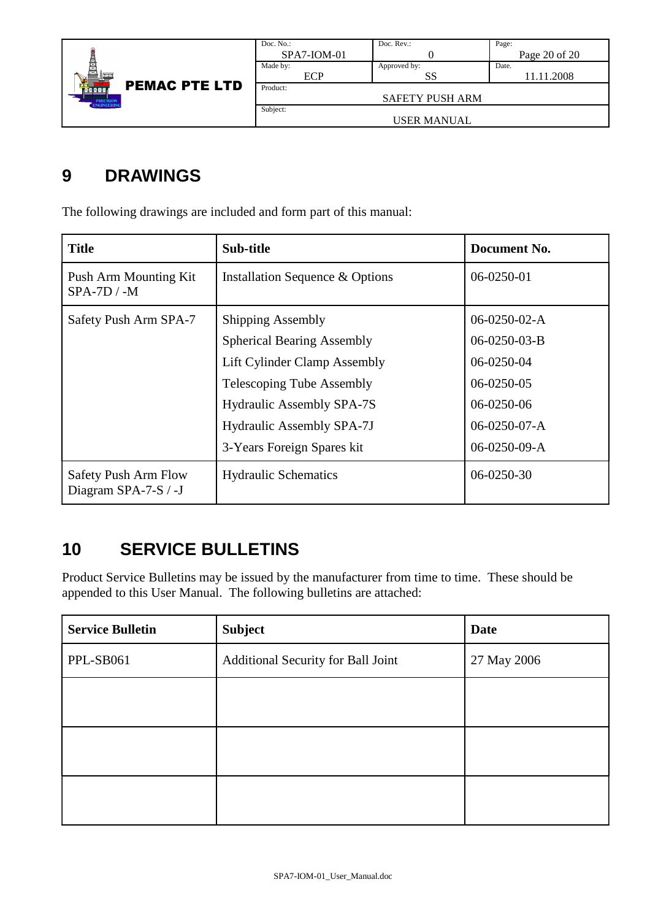# 9 DRAWINGS

The following drawings are included and form part of this manual:

| Title | Sub-title | Document No. |
|---|---|---|
| Push Arm Mounting Kit SPA-7D / -M | Installation Sequence & Options | 06-0250-01 |
| Safety Push Arm SPA-7 | Shipping Assembly | 06-0250-02-A |
| | Spherical Bearing Assembly | 06-0250-03-B |
| | Lift Cylinder Clamp Assembly | 06-0250-04 |
| | Telescoping Tube Assembly | 06-0250-05 |
| | Hydraulic Assembly SPA-7S | 06-0250-06 |
| | Hydraulic Assembly SPA-7J | 06-0250-07-A |
| | 3-Years Foreign Spares kit | 06-0250-09-A |
| Safety Push Arm Flow Diagram SPA-7-S / -J | Hydraulic Schematics | 06-0250-30 |

# 10 SERVICE BULLETINS

Product Service Bulletins may be issued by the manufacturer from time to time. These should be appended to this User Manual. The following bulletins are attached:

| Service Bulletin | Subject | Date |
|---|---|---|
| PPL-SB061 | Additional Security for Ball Joint | 27 May 2006 |
| | | |
| | | |
| | | |